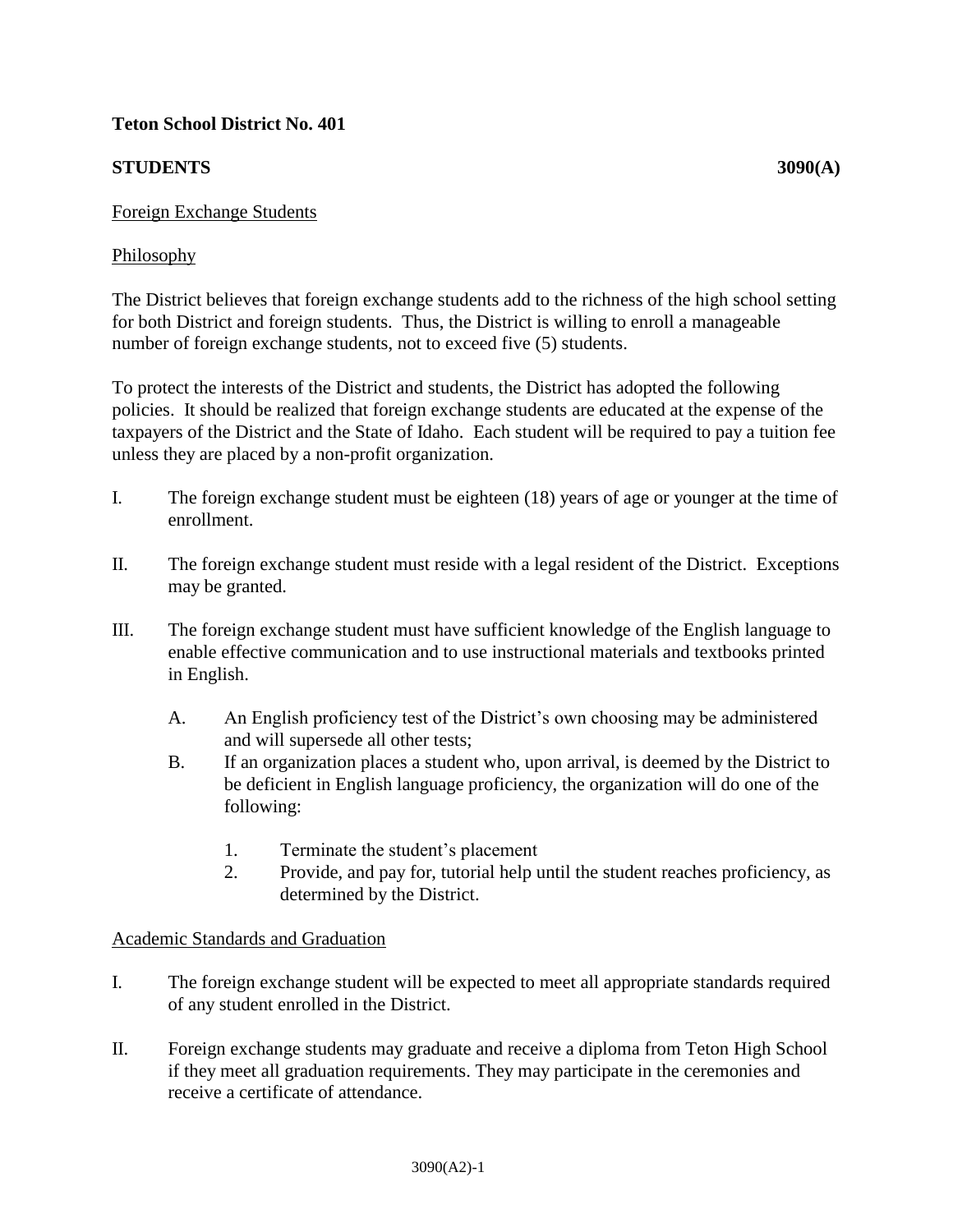**Teton School District No. 401**

**STUDENTS** **3090(A)**

Foreign Exchange Students

Philosophy

The District believes that foreign exchange students add to the richness of the high school setting for both District and foreign students. Thus, the District is willing to enroll a manageable number of foreign exchange students, not to exceed five (5) students.

To protect the interests of the District and students, the District has adopted the following policies. It should be realized that foreign exchange students are educated at the expense of the taxpayers of the District and the State of Idaho. Each student will be required to pay a tuition fee unless they are placed by a non-profit organization.

I. The foreign exchange student must be eighteen (18) years of age or younger at the time of enrollment.

II. The foreign exchange student must reside with a legal resident of the District. Exceptions may be granted.

III. The foreign exchange student must have sufficient knowledge of the English language to enable effective communication and to use instructional materials and textbooks printed in English.

   A. An English proficiency test of the District's own choosing may be administered and will supersede all other tests;

   B. If an organization places a student who, upon arrival, is deemed by the District to be deficient in English language proficiency, the organization will do one of the following:

      1. Terminate the student's placement
      2. Provide, and pay for, tutorial help until the student reaches proficiency, as determined by the District.

Academic Standards and Graduation

I. The foreign exchange student will be expected to meet all appropriate standards required of any student enrolled in the District.

II. Foreign exchange students may graduate and receive a diploma from Teton High School if they meet all graduation requirements. They may participate in the ceremonies and receive a certificate of attendance.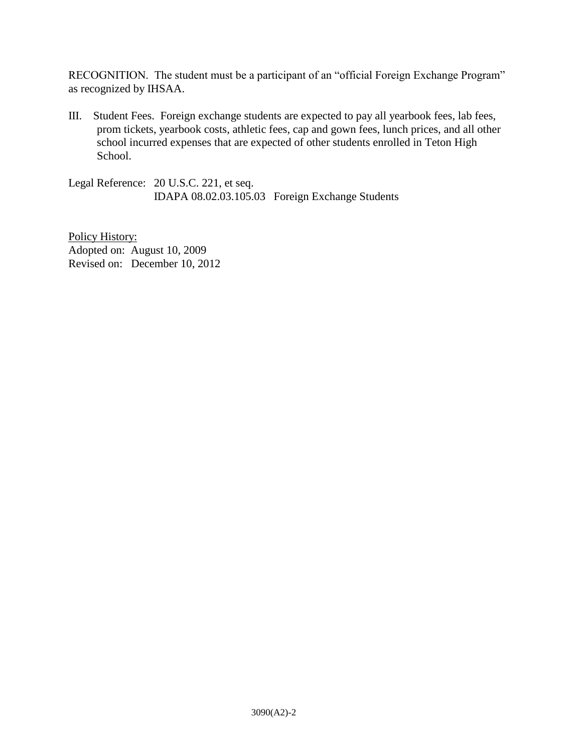RECOGNITION. The student must be a participant of an "official Foreign Exchange Program" as recognized by IHSAA.

III. Student Fees. Foreign exchange students are expected to pay all yearbook fees, lab fees, prom tickets, yearbook costs, athletic fees, cap and gown fees, lunch prices, and all other school incurred expenses that are expected of other students enrolled in Teton High School.

Legal Reference: 20 U.S.C. 221, et seq.
IDAPA 08.02.03.105.03 Foreign Exchange Students

Policy History:
Adopted on: August 10, 2009
Revised on: December 10, 2012